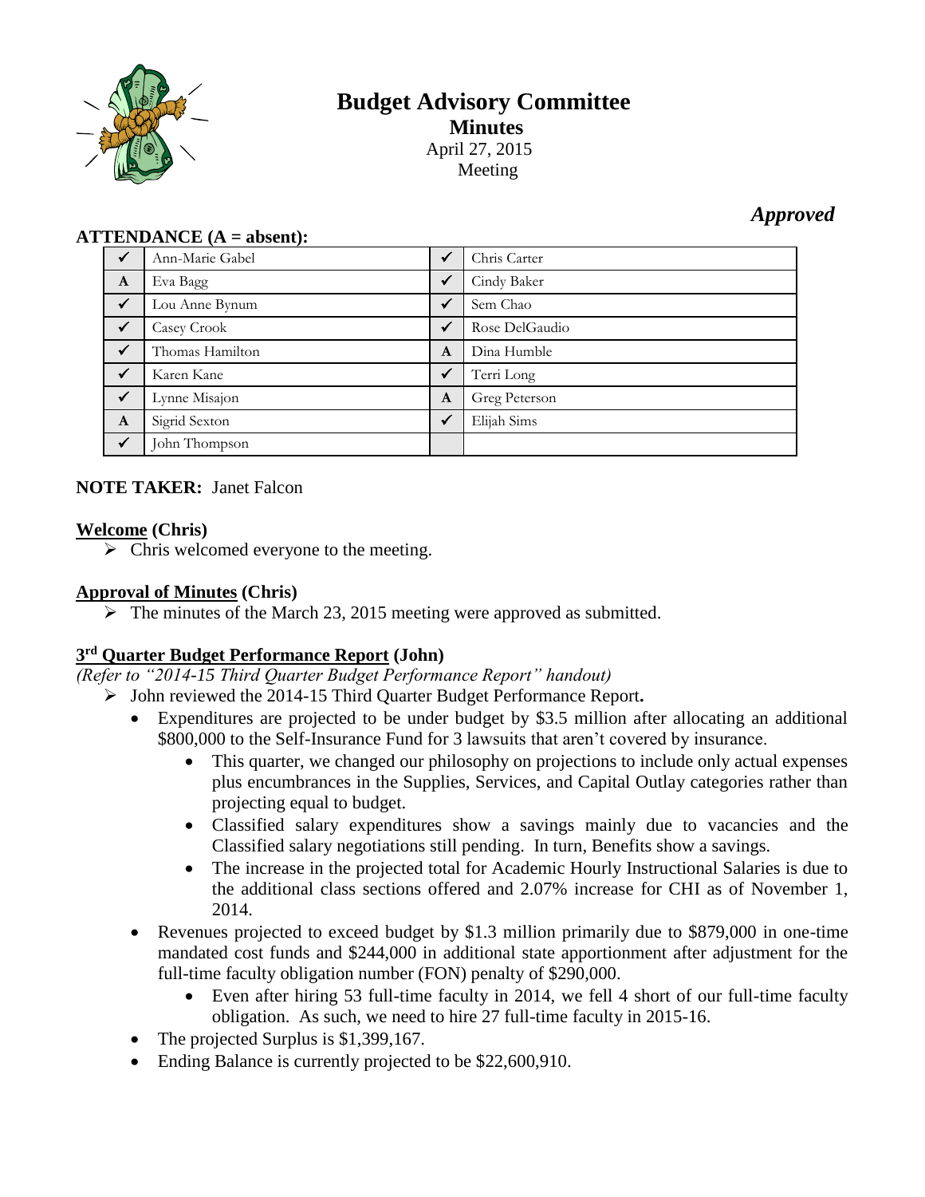# Budget Advisory Committee

## Minutes

April 27, 2015
Meeting

*Approved*

**ATTENDANCE (A = absent):**

| | | | |
|---|---|---|---|
| ✓ | Ann-Marie Gabel | ✓ | Chris Carter |
| A | Eva Bagg | ✓ | Cindy Baker |
| ✓ | Lou Anne Bynum | ✓ | Sem Chao |
| ✓ | Casey Crook | ✓ | Rose DelGaudio |
| ✓ | Thomas Hamilton | A | Dina Humble |
| ✓ | Karen Kane | ✓ | Terri Long |
| ✓ | Lynne Misajon | A | Greg Peterson |
| A | Sigrid Sexton | ✓ | Elijah Sims |
| ✓ | John Thompson | | |

**NOTE TAKER:** Janet Falcon

**Welcome (Chris)**

- Chris welcomed everyone to the meeting.

**Approval of Minutes (Chris)**

- The minutes of the March 23, 2015 meeting were approved as submitted.

**3rd Quarter Budget Performance Report (John)**

*(Refer to "2014-15 Third Quarter Budget Performance Report" handout)*

- John reviewed the 2014-15 Third Quarter Budget Performance Report**.**
  - Expenditures are projected to be under budget by $3.5 million after allocating an additional $800,000 to the Self-Insurance Fund for 3 lawsuits that aren't covered by insurance.
    - This quarter, we changed our philosophy on projections to include only actual expenses plus encumbrances in the Supplies, Services, and Capital Outlay categories rather than projecting equal to budget.
    - Classified salary expenditures show a savings mainly due to vacancies and the Classified salary negotiations still pending. In turn, Benefits show a savings.
    - The increase in the projected total for Academic Hourly Instructional Salaries is due to the additional class sections offered and 2.07% increase for CHI as of November 1, 2014.
  - Revenues projected to exceed budget by $1.3 million primarily due to $879,000 in one-time mandated cost funds and $244,000 in additional state apportionment after adjustment for the full-time faculty obligation number (FON) penalty of $290,000.
    - Even after hiring 53 full-time faculty in 2014, we fell 4 short of our full-time faculty obligation. As such, we need to hire 27 full-time faculty in 2015-16.
  - The projected Surplus is $1,399,167.
  - Ending Balance is currently projected to be $22,600,910.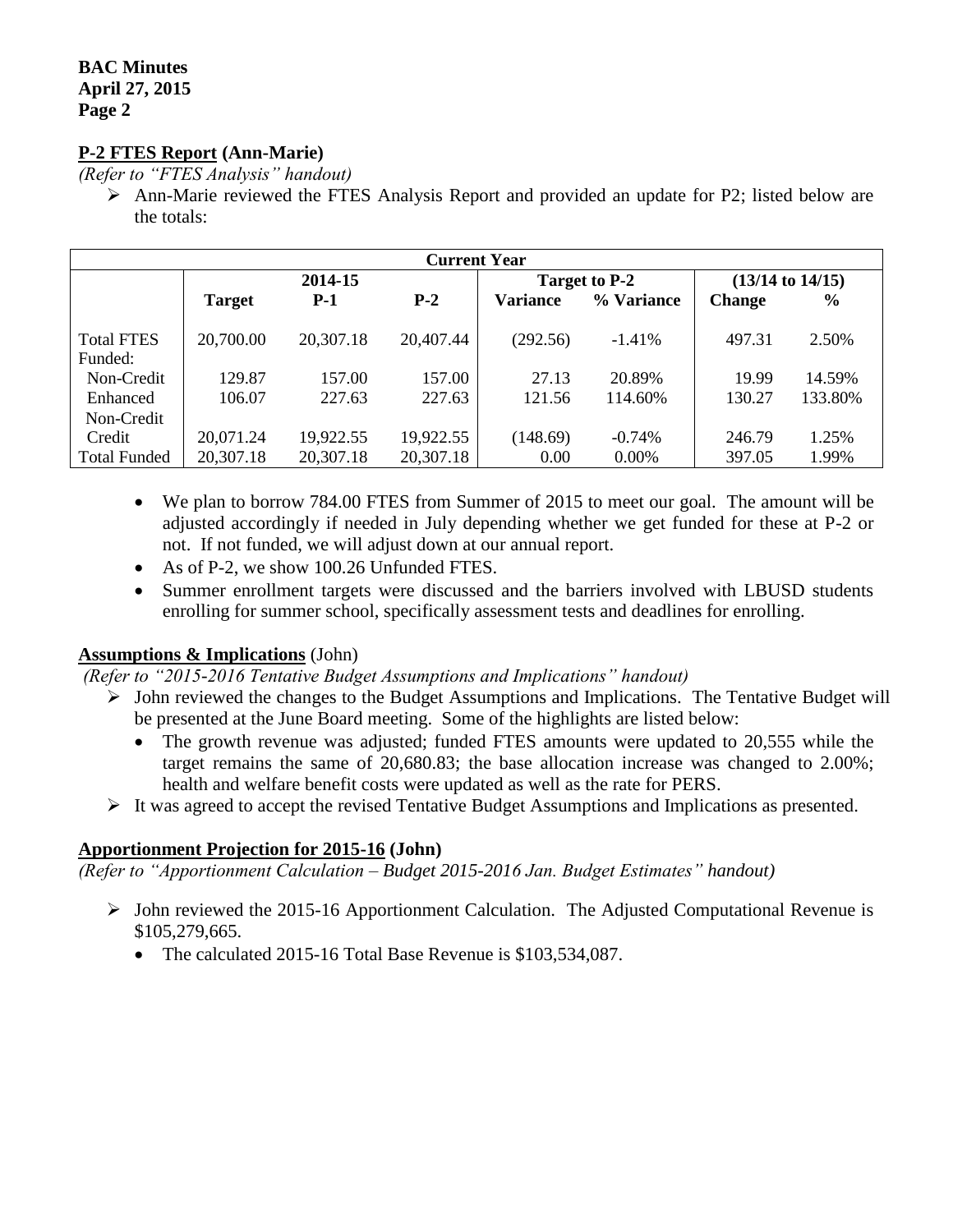## P-2 FTES Report (Ann-Marie)

*(Refer to "FTES Analysis" handout)*

- Ann-Marie reviewed the FTES Analysis Report and provided an update for P2; listed below are the totals:

| Current Year | | | | | | | |
|---|---|---|---|---|---|---|---|
| | 2014-15 | | | Target to P-2 | | (13/14 to 14/15) | |
| | **Target** | **P-1** | **P-2** | **Variance** | **% Variance** | **Change** | **%** |
| Total FTES Funded: | 20,700.00 | 20,307.18 | 20,407.44 | (292.56) | -1.41% | 497.31 | 2.50% |
| Non-Credit | 129.87 | 157.00 | 157.00 | 27.13 | 20.89% | 19.99 | 14.59% |
| Enhanced Non-Credit | 106.07 | 227.63 | 227.63 | 121.56 | 114.60% | 130.27 | 133.80% |
| Credit | 20,071.24 | 19,922.55 | 19,922.55 | (148.69) | -0.74% | 246.79 | 1.25% |
| Total Funded | 20,307.18 | 20,307.18 | 20,307.18 | 0.00 | 0.00% | 397.05 | 1.99% |

  - We plan to borrow 784.00 FTES from Summer of 2015 to meet our goal. The amount will be adjusted accordingly if needed in July depending whether we get funded for these at P-2 or not. If not funded, we will adjust down at our annual report.
  - As of P-2, we show 100.26 Unfunded FTES.
  - Summer enrollment targets were discussed and the barriers involved with LBUSD students enrolling for summer school, specifically assessment tests and deadlines for enrolling.

## Assumptions & Implications (John)

*(Refer to "2015-2016 Tentative Budget Assumptions and Implications" handout)*

- John reviewed the changes to the Budget Assumptions and Implications. The Tentative Budget will be presented at the June Board meeting. Some of the highlights are listed below:
  - The growth revenue was adjusted; funded FTES amounts were updated to 20,555 while the target remains the same of 20,680.83; the base allocation increase was changed to 2.00%; health and welfare benefit costs were updated as well as the rate for PERS.
- It was agreed to accept the revised Tentative Budget Assumptions and Implications as presented.

## Apportionment Projection for 2015-16 (John)

*(Refer to "Apportionment Calculation – Budget 2015-2016 Jan. Budget Estimates" handout)*

- John reviewed the 2015-16 Apportionment Calculation. The Adjusted Computational Revenue is $105,279,665.
  - The calculated 2015-16 Total Base Revenue is $103,534,087.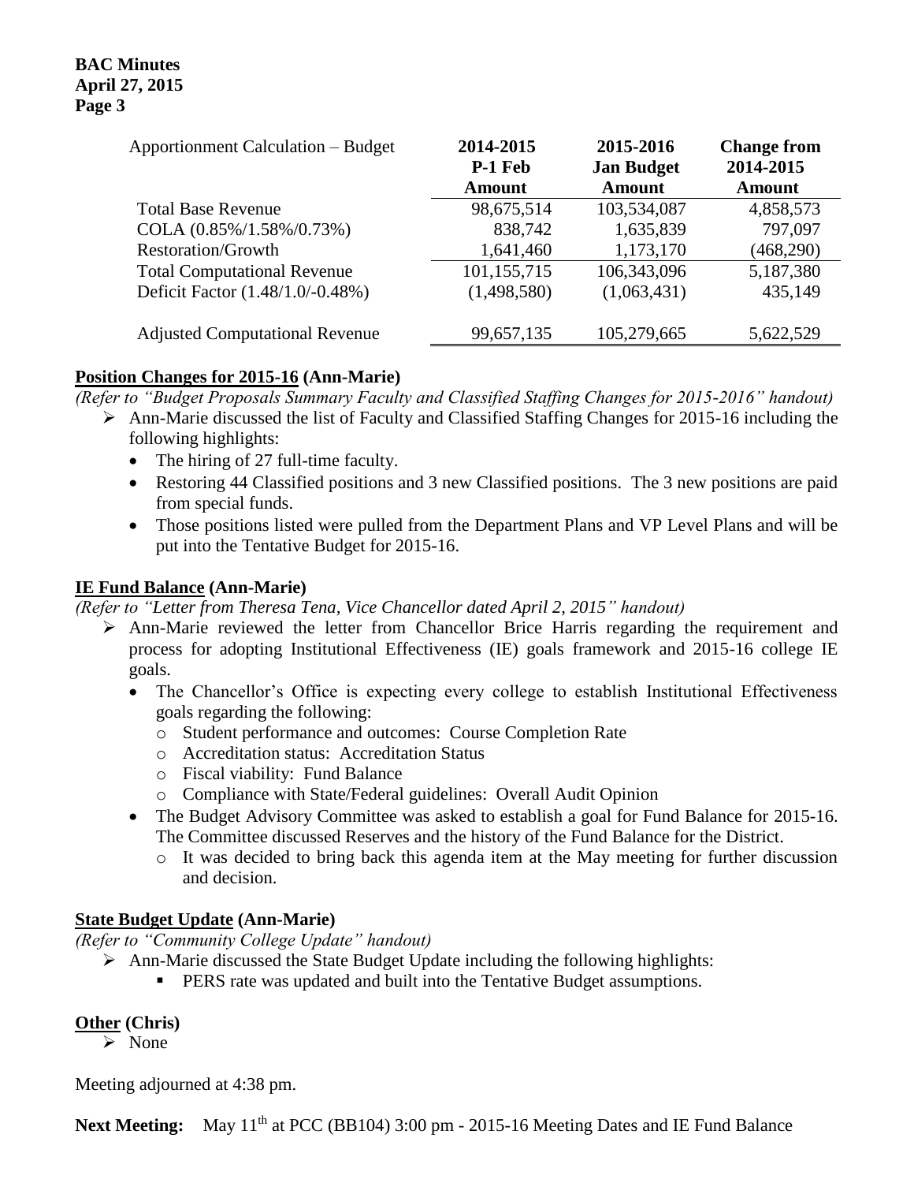| Apportionment Calculation – Budget | 2014-2015 P-1 Feb Amount | 2015-2016 Jan Budget Amount | Change from 2014-2015 Amount |
|---|---|---|---|
| Total Base Revenue | 98,675,514 | 103,534,087 | 4,858,573 |
| COLA (0.85%/1.58%/0.73%) | 838,742 | 1,635,839 | 797,097 |
| Restoration/Growth | 1,641,460 | 1,173,170 | (468,290) |
| Total Computational Revenue | 101,155,715 | 106,343,096 | 5,187,380 |
| Deficit Factor (1.48/1.0/-0.48%) | (1,498,580) | (1,063,431) | 435,149 |
| Adjusted Computational Revenue | 99,657,135 | 105,279,665 | 5,622,529 |

**Position Changes for 2015-16 (Ann-Marie)**

*(Refer to "Budget Proposals Summary Faculty and Classified Staffing Changes for 2015-2016" handout)*

- Ann-Marie discussed the list of Faculty and Classified Staffing Changes for 2015-16 including the following highlights:
  - The hiring of 27 full-time faculty.
  - Restoring 44 Classified positions and 3 new Classified positions. The 3 new positions are paid from special funds.
  - Those positions listed were pulled from the Department Plans and VP Level Plans and will be put into the Tentative Budget for 2015-16.

**IE Fund Balance (Ann-Marie)**

*(Refer to "Letter from Theresa Tena, Vice Chancellor dated April 2, 2015" handout)*

- Ann-Marie reviewed the letter from Chancellor Brice Harris regarding the requirement and process for adopting Institutional Effectiveness (IE) goals framework and 2015-16 college IE goals.
  - The Chancellor's Office is expecting every college to establish Institutional Effectiveness goals regarding the following:
    - Student performance and outcomes: Course Completion Rate
    - Accreditation status: Accreditation Status
    - Fiscal viability: Fund Balance
    - Compliance with State/Federal guidelines: Overall Audit Opinion
  - The Budget Advisory Committee was asked to establish a goal for Fund Balance for 2015-16. The Committee discussed Reserves and the history of the Fund Balance for the District.
    - It was decided to bring back this agenda item at the May meeting for further discussion and decision.

**State Budget Update (Ann-Marie)**

*(Refer to "Community College Update" handout)*

- Ann-Marie discussed the State Budget Update including the following highlights:
  - PERS rate was updated and built into the Tentative Budget assumptions.

**Other (Chris)**

- None

Meeting adjourned at 4:38 pm.

**Next Meeting:** May 11th at PCC (BB104) 3:00 pm - 2015-16 Meeting Dates and IE Fund Balance